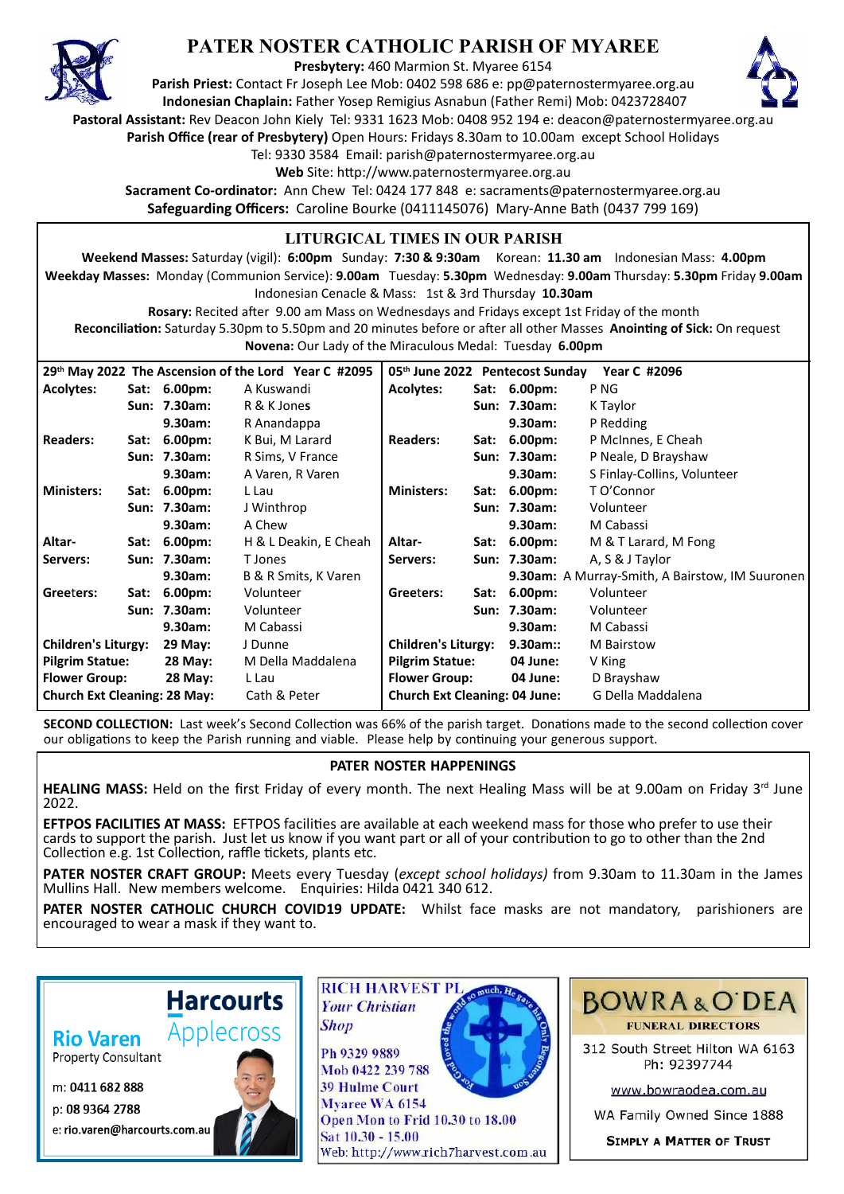# PATER NOSTER CATHOLIC PARISH OF MYAREE

**Presbytery:** 460 Marmion St. Myaree 6154
**Parish Priest:** Contact Fr Joseph Lee Mob: 0402 598 686 e: pp@paternostermyaree.org.au
**Indonesian Chaplain:** Father Yosep Remigius Asnabun (Father Remi) Mob: 0423728407
**Pastoral Assistant:** Rev Deacon John Kiely Tel: 9331 1623 Mob: 0408 952 194 e: deacon@paternostermyaree.org.au
**Parish Office (rear of Presbytery)** Open Hours: Fridays 8.30am to 10.00am except School Holidays
Tel: 9330 3584 Email: parish@paternostermyaree.org.au
**Web** Site: http://www.paternostermyaree.org.au
**Sacrament Co-ordinator:** Ann Chew Tel: 0424 177 848 e: sacraments@paternostermyaree.org.au
**Safeguarding Officers:** Caroline Bourke (0411145076) Mary-Anne Bath (0437 799 169)

## LITURGICAL TIMES IN OUR PARISH

**Weekend Masses:** Saturday (vigil): **6:00pm** Sunday: **7:30 & 9:30am** Korean: **11.30 am** Indonesian Mass: **4.00pm**
**Weekday Masses:** Monday (Communion Service): **9.00am** Tuesday: **5.30pm** Wednesday: **9.00am** Thursday: **5.30pm** Friday **9.00am**
Indonesian Cenacle & Mass: 1st & 3rd Thursday **10.30am**
**Rosary:** Recited after 9.00 am Mass on Wednesdays and Fridays except 1st Friday of the month
**Reconciliation:** Saturday 5.30pm to 5.50pm and 20 minutes before or after all other Masses **Anointing of Sick:** On request
**Novena:** Our Lady of the Miraculous Medal: Tuesday **6.00pm**

| **29th May 2022 The Ascension of the Lord Year C #2095** | | | | **05th June 2022 Pentecost Sunday Year C #2096** | | | |
|---|---|---|---|---|---|---|---|
| **Acolytes:** | **Sat:** | **6.00pm:** | A Kuswandi | **Acolytes:** | **Sat:** | **6.00pm:** | P NG |
| | **Sun:** | **7.30am:** | R & K Jones | | **Sun:** | **7.30am:** | K Taylor |
| | | **9.30am:** | R Anandappa | | | **9.30am:** | P Redding |
| **Readers:** | **Sat:** | **6.00pm:** | K Bui, M Larard | **Readers:** | **Sat:** | **6.00pm:** | P McInnes, E Cheah |
| | **Sun:** | **7.30am:** | R Sims, V France | | **Sun:** | **7.30am:** | P Neale, D Brayshaw |
| | | **9.30am:** | A Varen, R Varen | | | **9.30am:** | S Finlay-Collins, Volunteer |
| **Ministers:** | **Sat:** | **6.00pm:** | L Lau | **Ministers:** | **Sat:** | **6.00pm:** | T O'Connor |
| | **Sun:** | **7.30am:** | J Winthrop | | **Sun:** | **7.30am:** | Volunteer |
| | | **9.30am:** | A Chew | | | **9.30am:** | M Cabassi |
| **Altar-** | **Sat:** | **6.00pm:** | H & L Deakin, E Cheah | **Altar-** | **Sat:** | **6.00pm:** | M & T Larard, M Fong |
| **Servers:** | **Sun:** | **7.30am:** | T Jones | **Servers:** | **Sun:** | **7.30am:** | A, S & J Taylor |
| | | **9.30am:** | B & R Smits, K Varen | | | **9.30am:** | A Murray-Smith, A Bairstow, IM Suuronen |
| **Greeters:** | **Sat:** | **6.00pm:** | Volunteer | **Greeters:** | **Sat:** | **6.00pm:** | Volunteer |
| | **Sun:** | **7.30am:** | Volunteer | | **Sun:** | **7.30am:** | Volunteer |
| | | **9.30am:** | M Cabassi | | | **9.30am:** | M Cabassi |
| **Children's Liturgy:** | | **29 May:** | J Dunne | **Children's Liturgy:** | | **9.30am::** | M Bairstow |
| **Pilgrim Statue:** | | **28 May:** | M Della Maddalena | **Pilgrim Statue:** | | **04 June:** | V King |
| **Flower Group:** | | **28 May:** | L Lau | **Flower Group:** | | **04 June:** | D Brayshaw |
| **Church Ext Cleaning:** | | **28 May:** | Cath & Peter | **Church Ext Cleaning:** | | **04 June:** | G Della Maddalena |

**SECOND COLLECTION:** Last week's Second Collection was 66% of the parish target. Donations made to the second collection cover our obligations to keep the Parish running and viable. Please help by continuing your generous support.

## PATER NOSTER HAPPENINGS

**HEALING MASS:** Held on the first Friday of every month. The next Healing Mass will be at 9.00am on Friday 3rd June 2022.

**EFTPOS FACILITIES AT MASS:** EFTPOS facilities are available at each weekend mass for those who prefer to use their cards to support the parish. Just let us know if you want part or all of your contribution to go to other than the 2nd Collection e.g. 1st Collection, raffle tickets, plants etc.

**PATER NOSTER CRAFT GROUP:** Meets every Tuesday (*except school holidays*) from 9.30am to 11.30am in the James Mullins Hall. New members welcome. Enquiries: Hilda 0421 340 612.

**PATER NOSTER CATHOLIC CHURCH COVID19 UPDATE:** Whilst face masks are not mandatory, parishioners are encouraged to wear a mask if they want to.

**Harcourts** Applecross
**Rio Varen**
Property Consultant
m: **0411 682 888**
p: **08 9364 2788**
e: **rio.varen@harcourts.com.au**

RICH HARVEST PL
*Your Christian Shop*
Ph 9329 9889
Mob 0422 239 788
39 Hulme Court
Myaree WA 6154
Open Mon to Frid 10.30 to 18.00
Sat 10.30 - 15.00
Web: http://www.rich7harvest.com.au

BOWRA & O'DEA
FUNERAL DIRECTORS
312 South Street Hilton WA 6163
Ph: 92397744
www.bowraodea.com.au
WA Family Owned Since 1888
SIMPLY A MATTER OF TRUST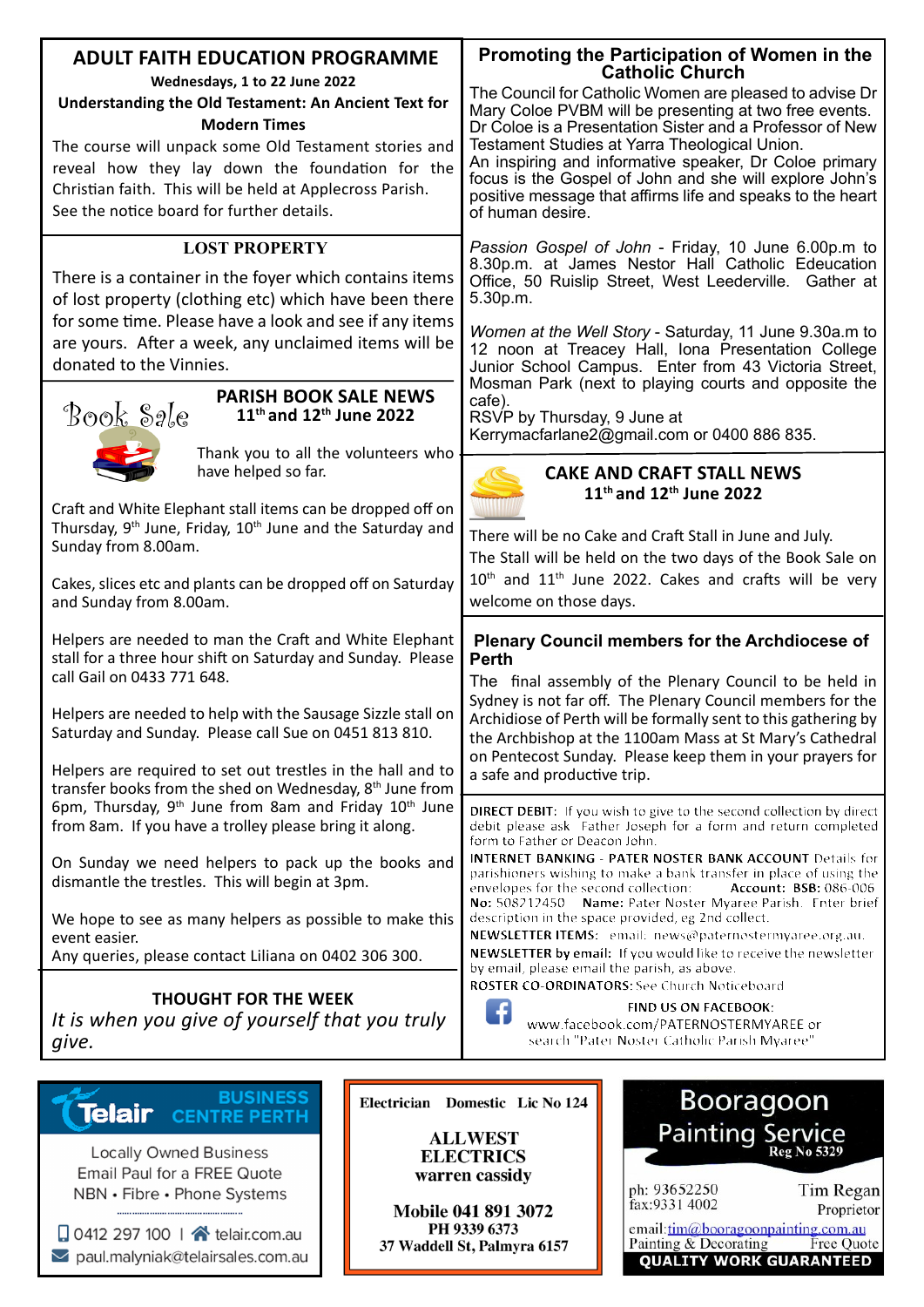## ADULT FAITH EDUCATION PROGRAMME

**Wednesdays, 1 to 22 June 2022**

**Understanding the Old Testament: An Ancient Text for Modern Times**

The course will unpack some Old Testament stories and reveal how they lay down the foundation for the Christian faith. This will be held at Applecross Parish. See the notice board for further details.

## LOST PROPERTY

There is a container in the foyer which contains items of lost property (clothing etc) which have been there for some time. Please have a look and see if any items are yours. After a week, any unclaimed items will be donated to the Vinnies.

## PARISH BOOK SALE NEWS

**11th and 12th June 2022**

Book Sale

Thank you to all the volunteers who have helped so far.

Craft and White Elephant stall items can be dropped off on Thursday, 9th June, Friday, 10th June and the Saturday and Sunday from 8.00am.

Cakes, slices etc and plants can be dropped off on Saturday and Sunday from 8.00am.

Helpers are needed to man the Craft and White Elephant stall for a three hour shift on Saturday and Sunday. Please call Gail on 0433 771 648.

Helpers are needed to help with the Sausage Sizzle stall on Saturday and Sunday. Please call Sue on 0451 813 810.

Helpers are required to set out trestles in the hall and to transfer books from the shed on Wednesday, 8th June from 6pm, Thursday, 9th June from 8am and Friday 10th June from 8am. If you have a trolley please bring it along.

On Sunday we need helpers to pack up the books and dismantle the trestles. This will begin at 3pm.

We hope to see as many helpers as possible to make this event easier.
Any queries, please contact Liliana on 0402 306 300.

## THOUGHT FOR THE WEEK

*It is when you give of yourself that you truly give.*

## Promoting the Participation of Women in the Catholic Church

The Council for Catholic Women are pleased to advise Dr Mary Coloe PVBM will be presenting at two free events. Dr Coloe is a Presentation Sister and a Professor of New Testament Studies at Yarra Theological Union.
An inspiring and informative speaker, Dr Coloe primary focus is the Gospel of John and she will explore John's positive message that affirms life and speaks to the heart of human desire.

*Passion Gospel of John* - Friday, 10 June 6.00p.m to 8.30p.m. at James Nestor Hall Catholic Edeucation Office, 50 Ruislip Street, West Leederville. Gather at 5.30p.m.

*Women at the Well Story* - Saturday, 11 June 9.30a.m to 12 noon at Treacey Hall, Iona Presentation College Junior School Campus. Enter from 43 Victoria Street, Mosman Park (next to playing courts and opposite the cafe).
RSVP by Thursday, 9 June at Kerrymacfarlane2@gmail.com or 0400 886 835.

## CAKE AND CRAFT STALL NEWS

**11th and 12th June 2022**

There will be no Cake and Craft Stall in June and July.
The Stall will be held on the two days of the Book Sale on 10th and 11th June 2022. Cakes and crafts will be very welcome on those days.

## Plenary Council members for the Archdiocese of Perth

The final assembly of the Plenary Council to be held in Sydney is not far off. The Plenary Council members for the Archidiose of Perth will be formally sent to this gathering by the Archbishop at the 1100am Mass at St Mary's Cathedral on Pentecost Sunday. Please keep them in your prayers for a safe and productive trip.

**DIRECT DEBIT**: If you wish to give to the second collection by direct debit please ask Father Joseph for a form and return completed form to Father or Deacon John.

**INTERNET BANKING - PATER NOSTER BANK ACCOUNT** Details for parishioners wishing to make a bank transfer in place of using the envelopes for the second collection: **Account: BSB:** 086-006 **No:** 508212450 **Name:** Pater Noster Myaree Parish. Enter brief description in the space provided, eg 2nd collect.

**NEWSLETTER ITEMS**: email: news@paternostermyaree.org.au.

**NEWSLETTER by email:** If you would like to receive the newsletter by email, please email the parish, as above.

**ROSTER CO-ORDINATORS:** See Church Noticeboard

FIND US ON FACEBOOK:
www.facebook.com/PATERNOSTERMYAREE or search "Pater Noster Catholic Parish Myaree"

---

**Telair BUSINESS CENTRE PERTH**

Locally Owned Business
Email Paul for a FREE Quote
NBN • Fibre • Phone Systems

0412 297 100 | telair.com.au
paul.malyniak@telairsales.com.au

---

**Electrician Domestic Lic No 124**

**ALLWEST ELECTRICS**
**warren cassidy**

**Mobile 041 891 3072**
**PH 9339 6373**
**37 Waddell St, Palmyra 6157**

---

**Booragoon Painting Service**
**Reg No 5329**

ph: 93652250
fax:9331 4002

Tim Regan
Proprietor

email: tim@booragoonpainting.com.au
Painting & Decorating Free Quote

**QUALITY WORK GUARANTEED**